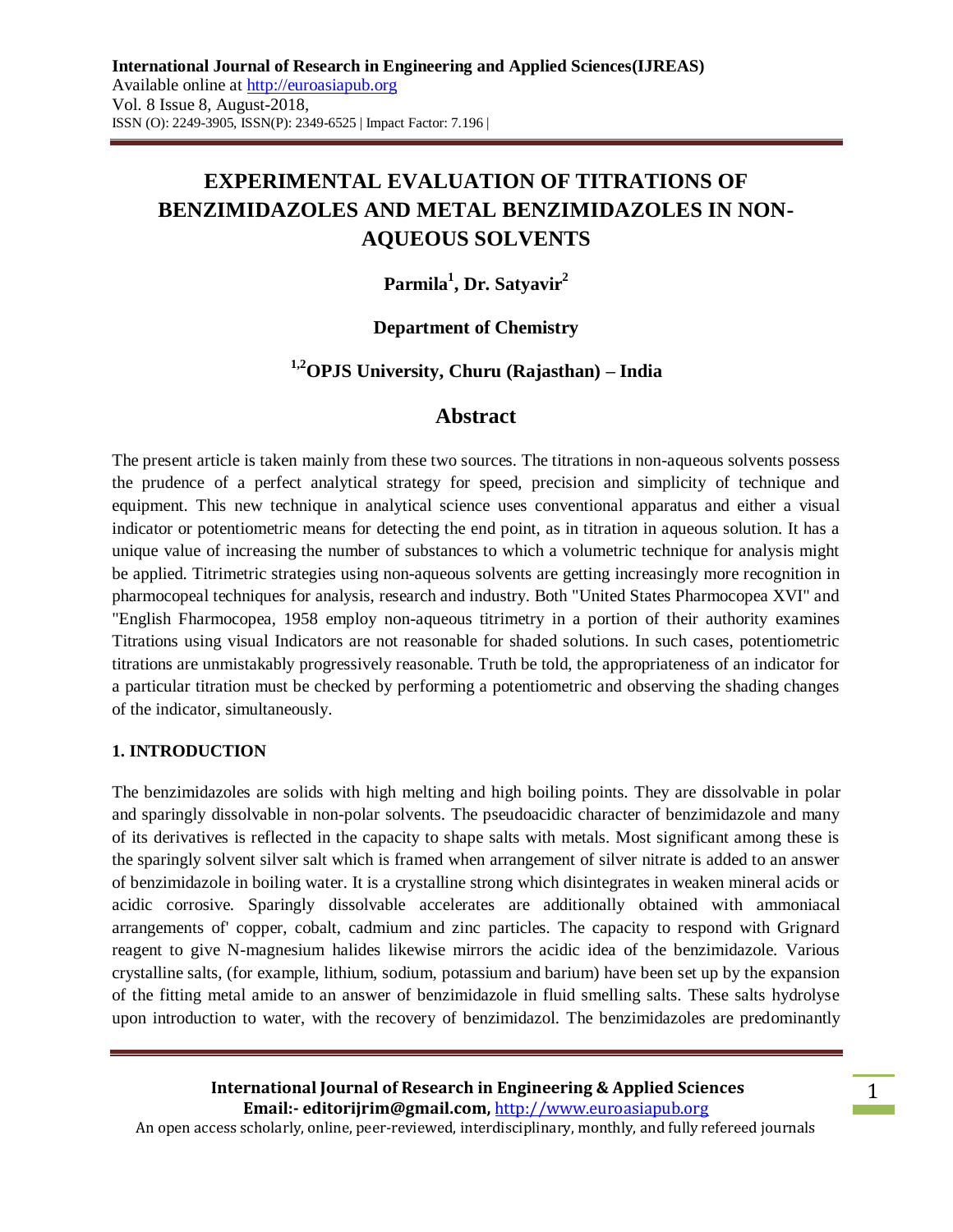# EXPERIMENTAL EVALUATION OF TITRATIONS OF BENZIMIDAZOLES AND METAL BENZIMIDAZOLES IN NON-AQUEOUS SOLVENTS

**Parmila[1], Dr. Satyavir[2]**

**Department of Chemistry**

**[1,2]OPJS University, Churu (Rajasthan) – India**

## Abstract

The present article is taken mainly from these two sources. The titrations in non-aqueous solvents possess the prudence of a perfect analytical strategy for speed, precision and simplicity of technique and equipment. This new technique in analytical science uses conventional apparatus and either a visual indicator or potentiometric means for detecting the end point, as in titration in aqueous solution. It has a unique value of increasing the number of substances to which a volumetric technique for analysis might be applied. Titrimetric strategies using non-aqueous solvents are getting increasingly more recognition in pharmocopeal techniques for analysis, research and industry. Both "United States Pharmocopea XVI" and "English Fharmocopea, 1958 employ non-aqueous titrimetry in a portion of their authority examines Titrations using visual Indicators are not reasonable for shaded solutions. In such cases, potentiometric titrations are unmistakably progressively reasonable. Truth be told, the appropriateness of an indicator for a particular titration must be checked by performing a potentiometric and observing the shading changes of the indicator, simultaneously.

### 1. INTRODUCTION

The benzimidazoles are solids with high melting and high boiling points. They are dissolvable in polar and sparingly dissolvable in non-polar solvents. The pseudoacidic character of benzimidazole and many of its derivatives is reflected in the capacity to shape salts with metals. Most significant among these is the sparingly solvent silver salt which is framed when arrangement of silver nitrate is added to an answer of benzimidazole in boiling water. It is a crystalline strong which disintegrates in weaken mineral acids or acidic corrosive. Sparingly dissolvable accelerates are additionally obtained with ammoniacal arrangements of' copper, cobalt, cadmium and zinc particles. The capacity to respond with Grignard reagent to give N-magnesium halides likewise mirrors the acidic idea of the benzimidazole. Various crystalline salts, (for example, lithium, sodium, potassium and barium) have been set up by the expansion of the fitting metal amide to an answer of benzimidazole in fluid smelling salts. These salts hydrolyse upon introduction to water, with the recovery of benzimidazol. The benzimidazoles are predominantly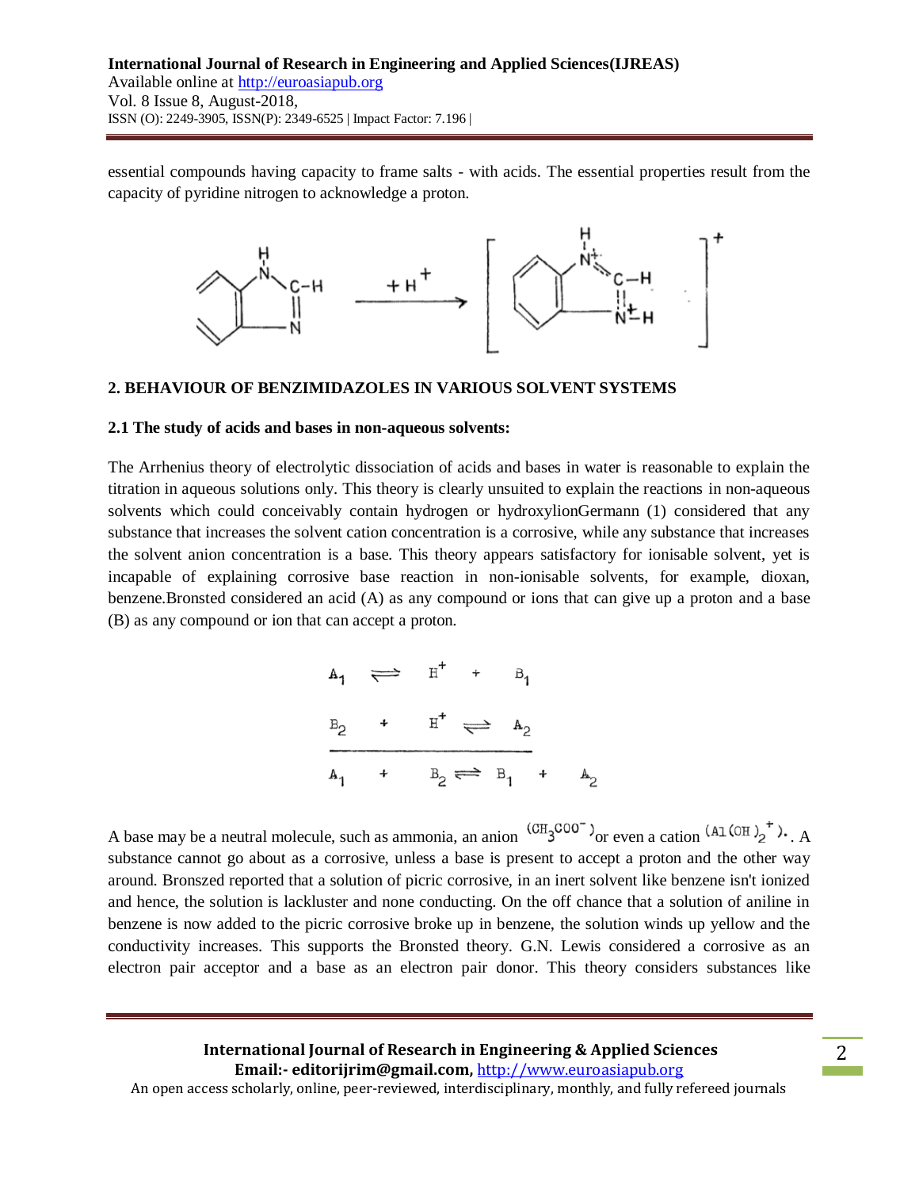essential compounds having capacity to frame salts - with acids. The essential properties result from the capacity of pyridine nitrogen to acknowledge a proton.

## 2. BEHAVIOUR OF BENZIMIDAZOLES IN VARIOUS SOLVENT SYSTEMS

### 2.1 The study of acids and bases in non-aqueous solvents:

The Arrhenius theory of electrolytic dissociation of acids and bases in water is reasonable to explain the titration in aqueous solutions only. This theory is clearly unsuited to explain the reactions in non-aqueous solvents which could conceivably contain hydrogen or hydroxylionGermann (1) considered that any substance that increases the solvent cation concentration is a corrosive, while any substance that increases the solvent anion concentration is a base. This theory appears satisfactory for ionisable solvent, yet is incapable of explaining corrosive base reaction in non-ionisable solvents, for example, dioxan, benzene.Bronsted considered an acid (A) as any compound or ions that can give up a proton and a base (B) as any compound or ion that can accept a proton.

$$A_1 \rightleftharpoons H^+ + B_1$$

$$B_2 + H^+ \rightleftharpoons A_2$$

$$A_1 + B_2 \rightleftharpoons B_1 + A_2$$

A base may be a neutral molecule, such as ammonia, an anion $(CH_3COO^-)$ or even a cation $(Al(OH)_2^+)$. A substance cannot go about as a corrosive, unless a base is present to accept a proton and the other way around. Bronszed reported that a solution of picric corrosive, in an inert solvent like benzene isn't ionized and hence, the solution is lackluster and none conducting. On the off chance that a solution of aniline in benzene is now added to the picric corrosive broke up in benzene, the solution winds up yellow and the conductivity increases. This supports the Bronsted theory. G.N. Lewis considered a corrosive as an electron pair acceptor and a base as an electron pair donor. This theory considers substances like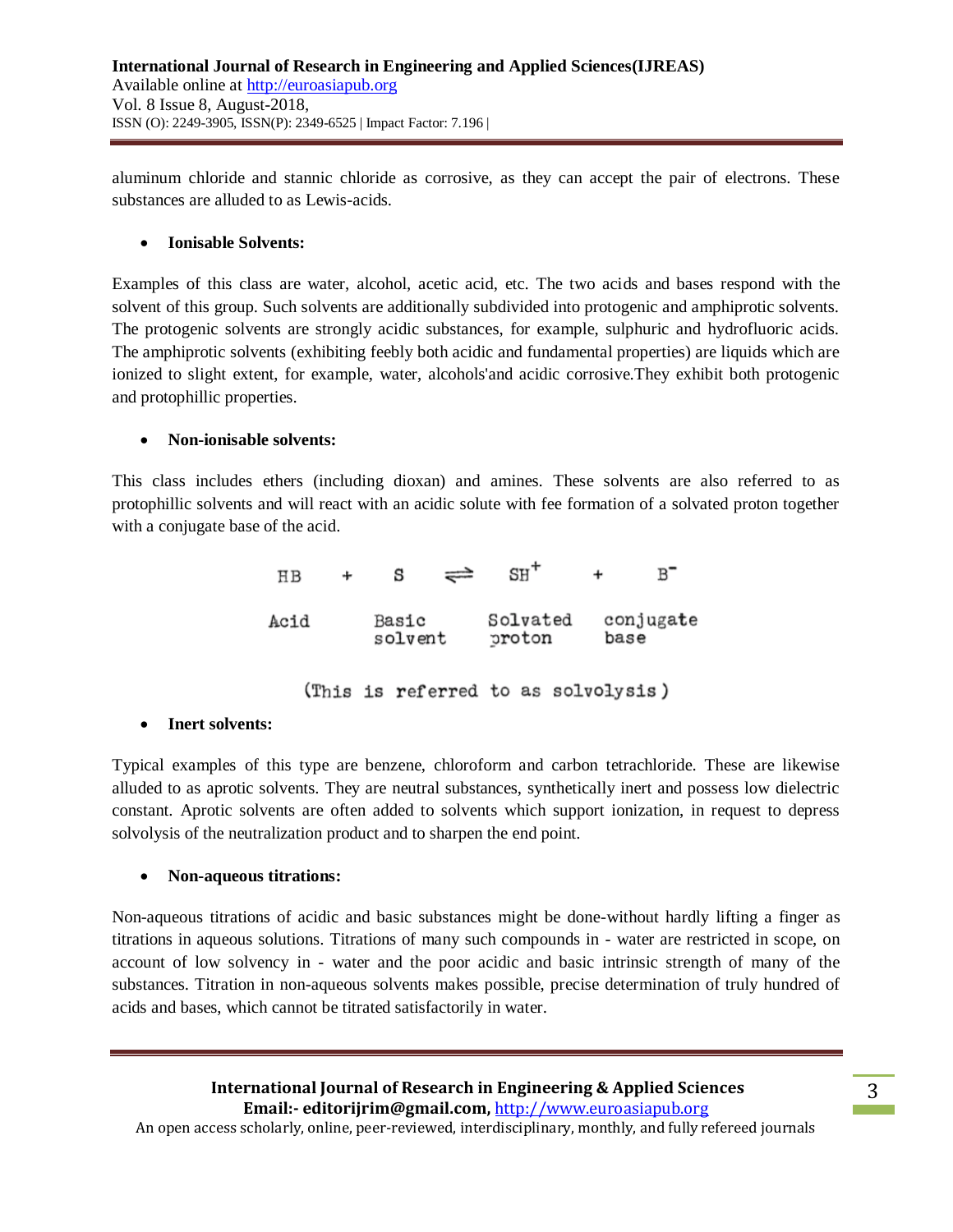aluminum chloride and stannic chloride as corrosive, as they can accept the pair of electrons. These substances are alluded to as Lewis-acids.

- **Ionisable Solvents:**

Examples of this class are water, alcohol, acetic acid, etc. The two acids and bases respond with the solvent of this group. Such solvents are additionally subdivided into protogenic and amphiprotic solvents. The protogenic solvents are strongly acidic substances, for example, sulphuric and hydrofluoric acids. The amphiprotic solvents (exhibiting feebly both acidic and fundamental properties) are liquids which are ionized to slight extent, for example, water, alcohols'and acidic corrosive.They exhibit both protogenic and protophillic properties.

- **Non-ionisable solvents:**

This class includes ethers (including dioxan) and amines. These solvents are also referred to as protophillic solvents and will react with an acidic solute with fee formation of a solvated proton together with a conjugate base of the acid.

$$\underset{\text{Acid}}{HB} + \underset{\text{Basic solvent}}{S} \rightleftharpoons \underset{\text{Solvated proton}}{SH^+} + \underset{\text{conjugate base}}{B^-}$$

(This is referred to as solvolysis)

- **Inert solvents:**

Typical examples of this type are benzene, chloroform and carbon tetrachloride. These are likewise alluded to as aprotic solvents. They are neutral substances, synthetically inert and possess low dielectric constant. Aprotic solvents are often added to solvents which support ionization, in request to depress solvolysis of the neutralization product and to sharpen the end point.

- **Non-aqueous titrations:**

Non-aqueous titrations of acidic and basic substances might be done-without hardly lifting a finger as titrations in aqueous solutions. Titrations of many such compounds in - water are restricted in scope, on account of low solvency in - water and the poor acidic and basic intrinsic strength of many of the substances. Titration in non-aqueous solvents makes possible, precise determination of truly hundred of acids and bases, which cannot be titrated satisfactorily in water.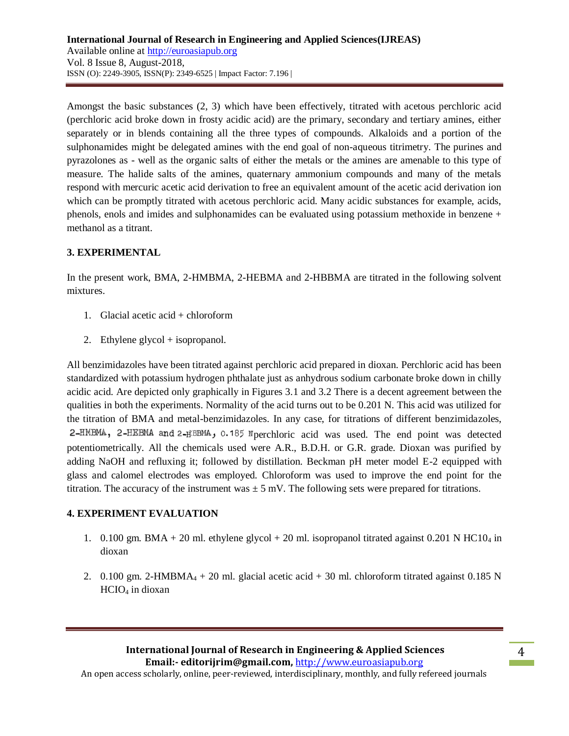Amongst the basic substances (2, 3) which have been effectively, titrated with acetous perchloric acid (perchloric acid broke down in frosty acidic acid) are the primary, secondary and tertiary amines, either separately or in blends containing all the three types of compounds. Alkaloids and a portion of the sulphonamides might be delegated amines with the end goal of non-aqueous titrimetry. The purines and pyrazolones as - well as the organic salts of either the metals or the amines are amenable to this type of measure. The halide salts of the amines, quaternary ammonium compounds and many of the metals respond with mercuric acetic acid derivation to free an equivalent amount of the acetic acid derivation ion which can be promptly titrated with acetous perchloric acid. Many acidic substances for example, acids, phenols, enols and imides and sulphonamides can be evaluated using potassium methoxide in benzene + methanol as a titrant.

## 3. EXPERIMENTAL

In the present work, BMA, 2-HMBMA, 2-HEBMA and 2-HBBMA are titrated in the following solvent mixtures.

1. Glacial acetic acid + chloroform
2. Ethylene glycol + isopropanol.

All benzimidazoles have been titrated against perchloric acid prepared in dioxan. Perchloric acid has been standardized with potassium hydrogen phthalate just as anhydrous sodium carbonate broke down in chilly acidic acid. Are depicted only graphically in Figures 3.1 and 3.2 There is a decent agreement between the qualities in both the experiments. Normality of the acid turns out to be 0.201 N. This acid was utilized for the titration of BMA and metal-benzimidazoles. In any case, for titrations of different benzimidazoles, 2-HMBMA, 2-HEBMA and 2-HBBMA, 0.185 N perchloric acid was used. The end point was detected potentiometrically. All the chemicals used were A.R., B.D.H. or G.R. grade. Dioxan was purified by adding NaOH and refluxing it; followed by distillation. Beckman pH meter model E-2 equipped with glass and calomel electrodes was employed. Chloroform was used to improve the end point for the titration. The accuracy of the instrument was ± 5 mV. The following sets were prepared for titrations.

## 4. EXPERIMENT EVALUATION

1. 0.100 gm. BMA + 20 ml. ethylene glycol + 20 ml. isopropanol titrated against 0.201 N $HC10_4$ in dioxan
2. 0.100 gm. 2-$HMBMA_4$ + 20 ml. glacial acetic acid + 30 ml. chloroform titrated against 0.185 N $HClO_4$ in dioxan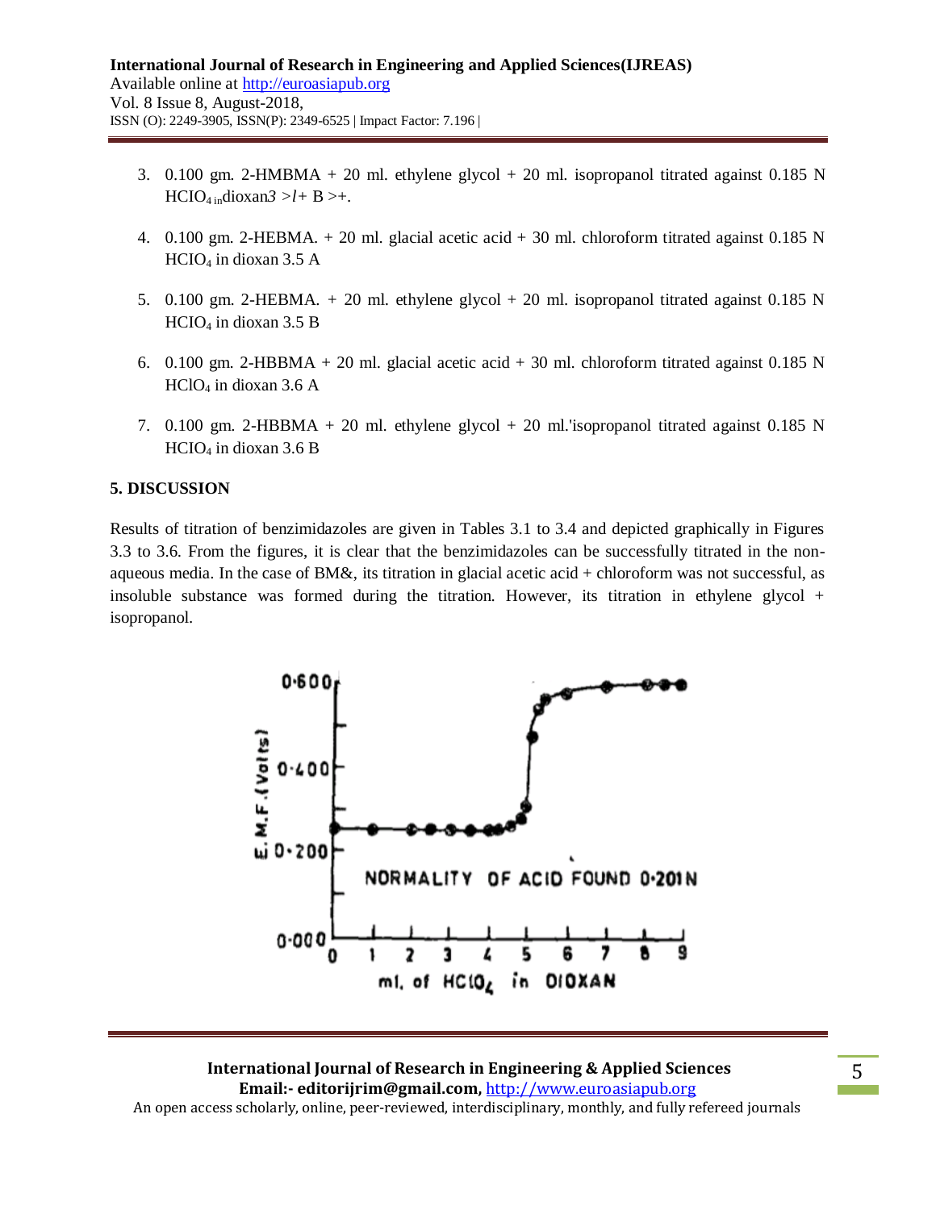3. 0.100 gm. 2-HMBMA + 20 ml. ethylene glycol + 20 ml. isopropanol titrated against 0.185 N $HClO_4$ in dioxan*3* >*l*+ B >+.

4. 0.100 gm. 2-HEBMA. + 20 ml. glacial acetic acid + 30 ml. chloroform titrated against 0.185 N $HClO_4$ in dioxan 3.5 A

5. 0.100 gm. 2-HEBMA. + 20 ml. ethylene glycol + 20 ml. isopropanol titrated against 0.185 N $HClO_4$ in dioxan 3.5 B

6. 0.100 gm. 2-HBBMA + 20 ml. glacial acetic acid + 30 ml. chloroform titrated against 0.185 N $HClO_4$ in dioxan 3.6 A

7. 0.100 gm. 2-HBBMA + 20 ml. ethylene glycol + 20 ml.'isopropanol titrated against 0.185 N $HClO_4$ in dioxan 3.6 B

## 5. DISCUSSION

Results of titration of benzimidazoles are given in Tables 3.1 to 3.4 and depicted graphically in Figures 3.3 to 3.6. From the figures, it is clear that the benzimidazoles can be successfully titrated in the non-aqueous media. In the case of BM&, its titration in glacial acetic acid + chloroform was not successful, as insoluble substance was formed during the titration. However, its titration in ethylene glycol + isopropanol.

E.M.F. (Volts) vs ml. of $HClO_4$ in DIOXAN — NORMALITY OF ACID FOUND 0·201N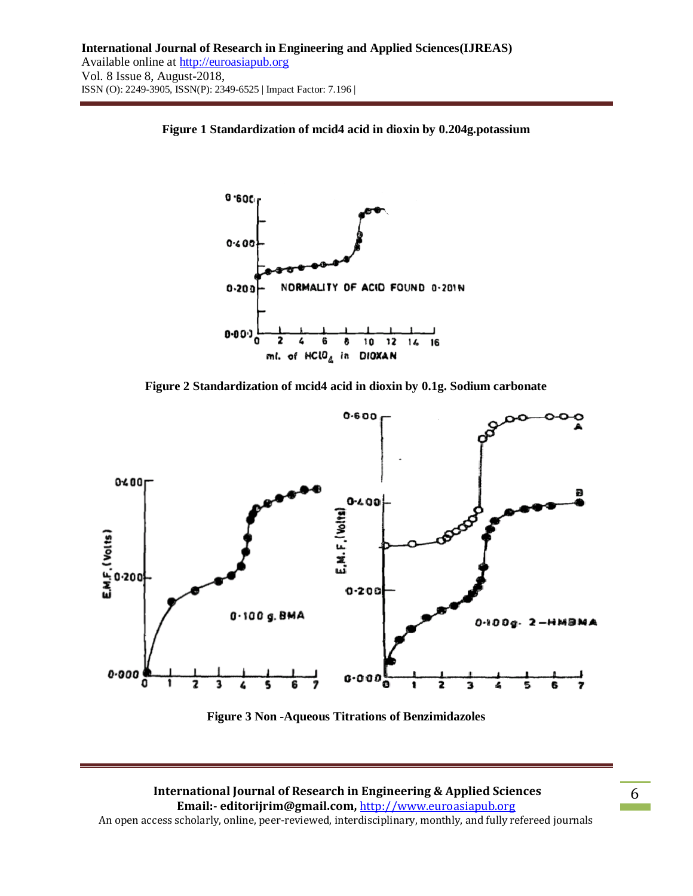**Figure 1 Standardization of mcid4 acid in dioxin by 0.204g.potassium**

**Figure 2 Standardization of mcid4 acid in dioxin by 0.1g. Sodium carbonate**

**Figure 3 Non -Aqueous Titrations of Benzimidazoles**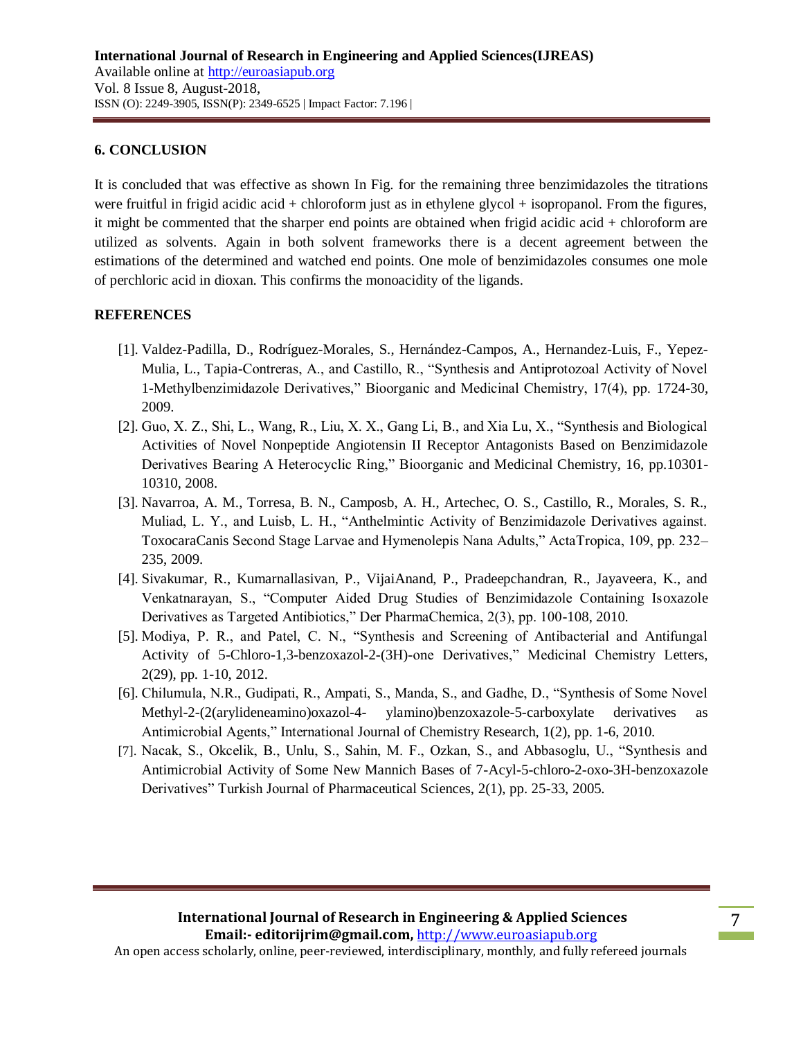## 6. CONCLUSION

It is concluded that was effective as shown In Fig. for the remaining three benzimidazoles the titrations were fruitful in frigid acidic acid + chloroform just as in ethylene glycol + isopropanol. From the figures, it might be commented that the sharper end points are obtained when frigid acidic acid + chloroform are utilized as solvents. Again in both solvent frameworks there is a decent agreement between the estimations of the determined and watched end points. One mole of benzimidazoles consumes one mole of perchloric acid in dioxan. This confirms the monoacidity of the ligands.

## REFERENCES

[1]. Valdez-Padilla, D., Rodríguez-Morales, S., Hernández-Campos, A., Hernandez-Luis, F., Yepez-Mulia, L., Tapia-Contreras, A., and Castillo, R., "Synthesis and Antiprotozoal Activity of Novel 1-Methylbenzimidazole Derivatives," Bioorganic and Medicinal Chemistry, 17(4), pp. 1724-30, 2009.

[2]. Guo, X. Z., Shi, L., Wang, R., Liu, X. X., Gang Li, B., and Xia Lu, X., "Synthesis and Biological Activities of Novel Nonpeptide Angiotensin II Receptor Antagonists Based on Benzimidazole Derivatives Bearing A Heterocyclic Ring," Bioorganic and Medicinal Chemistry, 16, pp.10301-10310, 2008.

[3]. Navarroa, A. M., Torresa, B. N., Camposb, A. H., Artechec, O. S., Castillo, R., Morales, S. R., Muliad, L. Y., and Luisb, L. H., "Anthelmintic Activity of Benzimidazole Derivatives against. ToxocaraCanis Second Stage Larvae and Hymenolepis Nana Adults," ActaTropica, 109, pp. 232–235, 2009.

[4]. Sivakumar, R., Kumarnallasivan, P., VijaiAnand, P., Pradeepchandran, R., Jayaveera, K., and Venkatnarayan, S., "Computer Aided Drug Studies of Benzimidazole Containing Isoxazole Derivatives as Targeted Antibiotics," Der PharmaChemica, 2(3), pp. 100-108, 2010.

[5]. Modiya, P. R., and Patel, C. N., "Synthesis and Screening of Antibacterial and Antifungal Activity of 5-Chloro-1,3-benzoxazol-2-(3H)-one Derivatives," Medicinal Chemistry Letters, 2(29), pp. 1-10, 2012.

[6]. Chilumula, N.R., Gudipati, R., Ampati, S., Manda, S., and Gadhe, D., "Synthesis of Some Novel Methyl-2-(2(arylideneamino)oxazol-4- ylamino)benzoxazole-5-carboxylate derivatives as Antimicrobial Agents," International Journal of Chemistry Research, 1(2), pp. 1-6, 2010.

[7]. Nacak, S., Okcelik, B., Unlu, S., Sahin, M. F., Ozkan, S., and Abbasoglu, U., "Synthesis and Antimicrobial Activity of Some New Mannich Bases of 7-Acyl-5-chloro-2-oxo-3H-benzoxazole Derivatives" Turkish Journal of Pharmaceutical Sciences, 2(1), pp. 25-33, 2005.